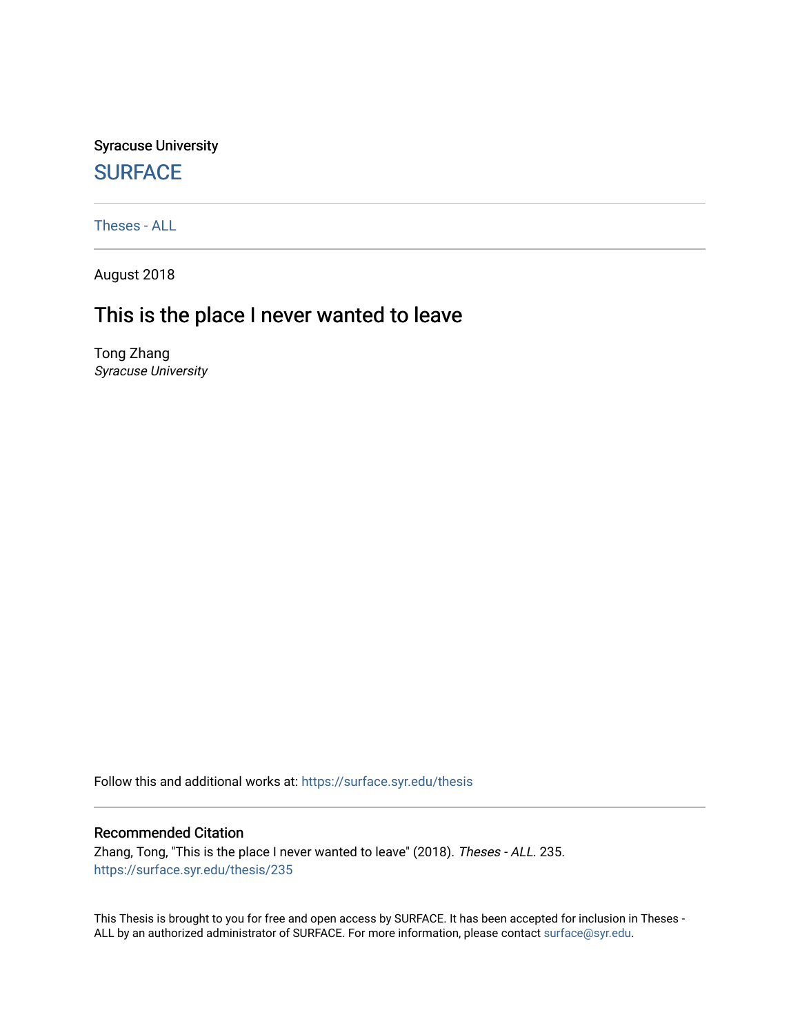Syracuse University

# SURFACE

Theses - ALL

August 2018

## This is the place I never wanted to leave

Tong Zhang
*Syracuse University*

Follow this and additional works at: https://surface.syr.edu/thesis

### Recommended Citation

Zhang, Tong, "This is the place I never wanted to leave" (2018). *Theses - ALL*. 235.
https://surface.syr.edu/thesis/235

This Thesis is brought to you for free and open access by SURFACE. It has been accepted for inclusion in Theses - ALL by an authorized administrator of SURFACE. For more information, please contact surface@syr.edu.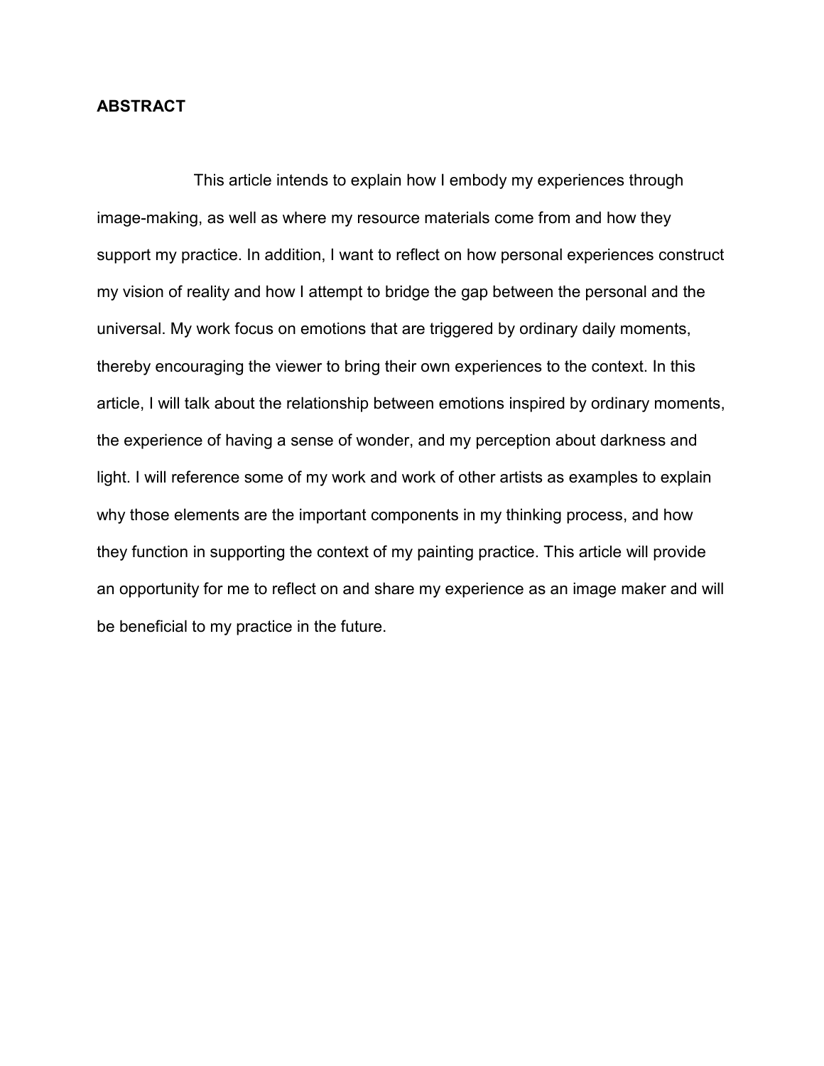**ABSTRACT**

This article intends to explain how I embody my experiences through image-making, as well as where my resource materials come from and how they support my practice. In addition, I want to reflect on how personal experiences construct my vision of reality and how I attempt to bridge the gap between the personal and the universal. My work focus on emotions that are triggered by ordinary daily moments, thereby encouraging the viewer to bring their own experiences to the context. In this article, I will talk about the relationship between emotions inspired by ordinary moments, the experience of having a sense of wonder, and my perception about darkness and light. I will reference some of my work and work of other artists as examples to explain why those elements are the important components in my thinking process, and how they function in supporting the context of my painting practice. This article will provide an opportunity for me to reflect on and share my experience as an image maker and will be beneficial to my practice in the future.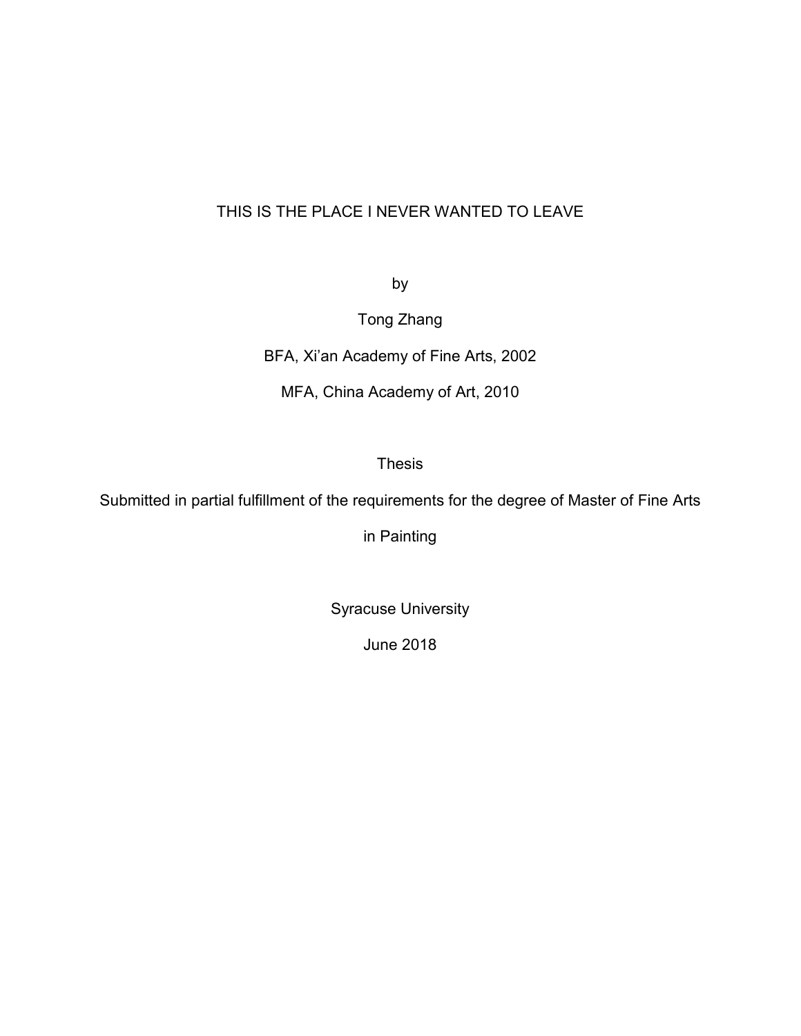# THIS IS THE PLACE I NEVER WANTED TO LEAVE

by

Tong Zhang

BFA, Xi'an Academy of Fine Arts, 2002

MFA, China Academy of Art, 2010

Thesis

Submitted in partial fulfillment of the requirements for the degree of Master of Fine Arts

in Painting

Syracuse University

June 2018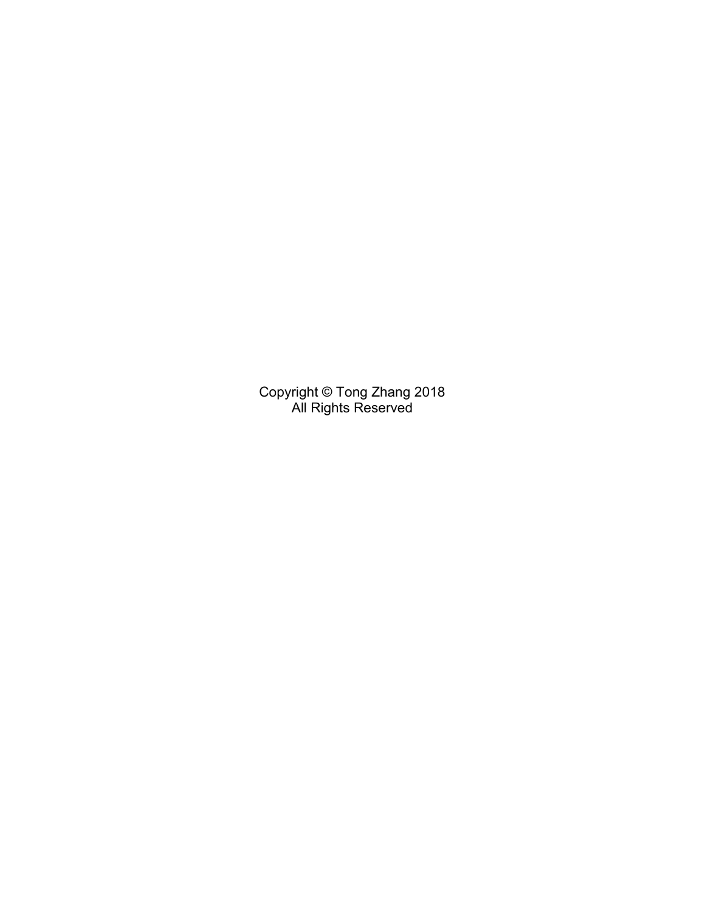Copyright © Tong Zhang 2018
All Rights Reserved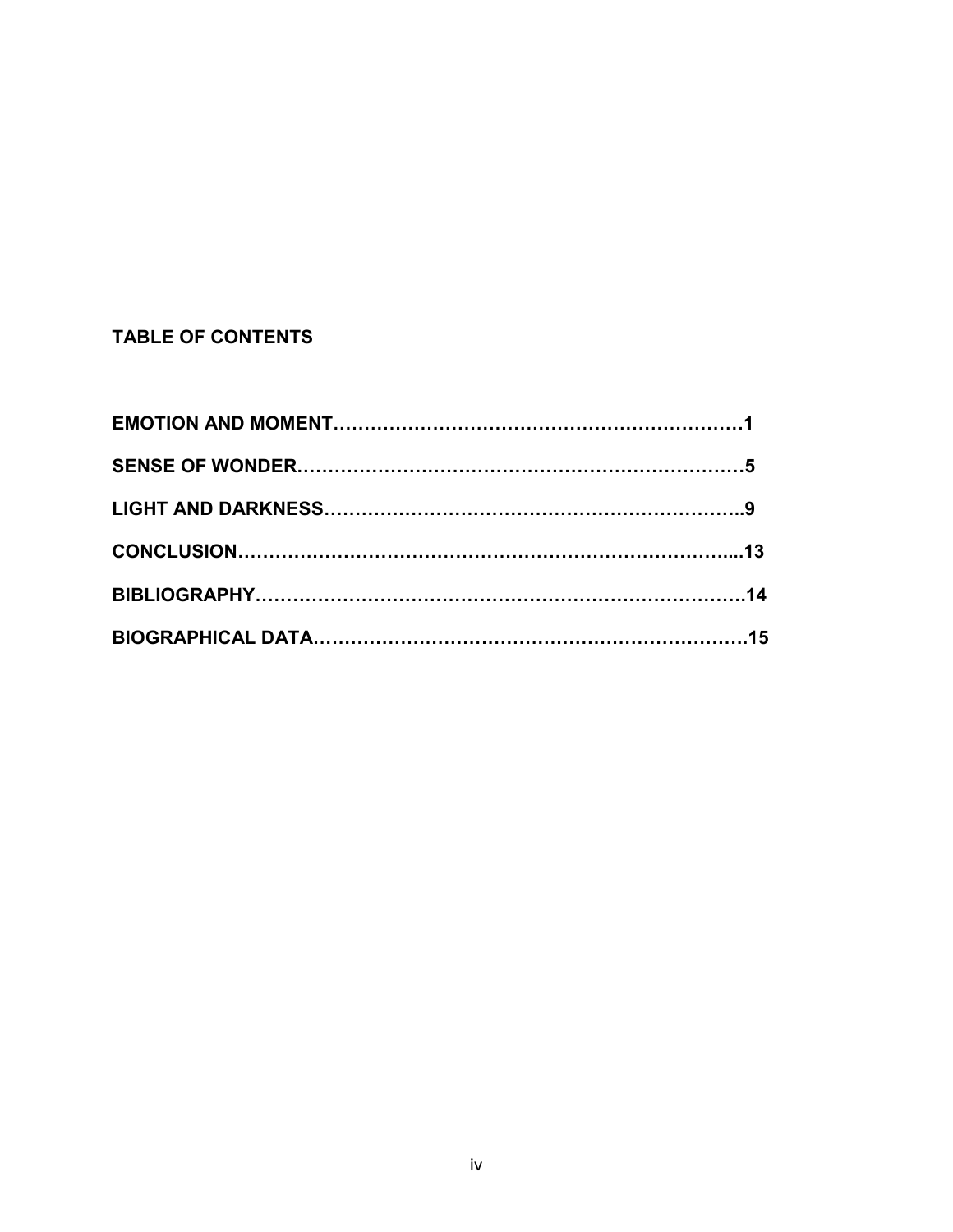**TABLE OF CONTENTS**

**EMOTION AND MOMENT…………………………………………………………1**

**SENSE OF WONDER………………………………………………………………5**

**LIGHT AND DARKNESS…………………………………………………………..9**

**CONCLUSION………………………………………………………………….....13**

**BIBLIOGRAPHY……………………………………………………………………14**

**BIOGRAPHICAL DATA……………………………………………………………15**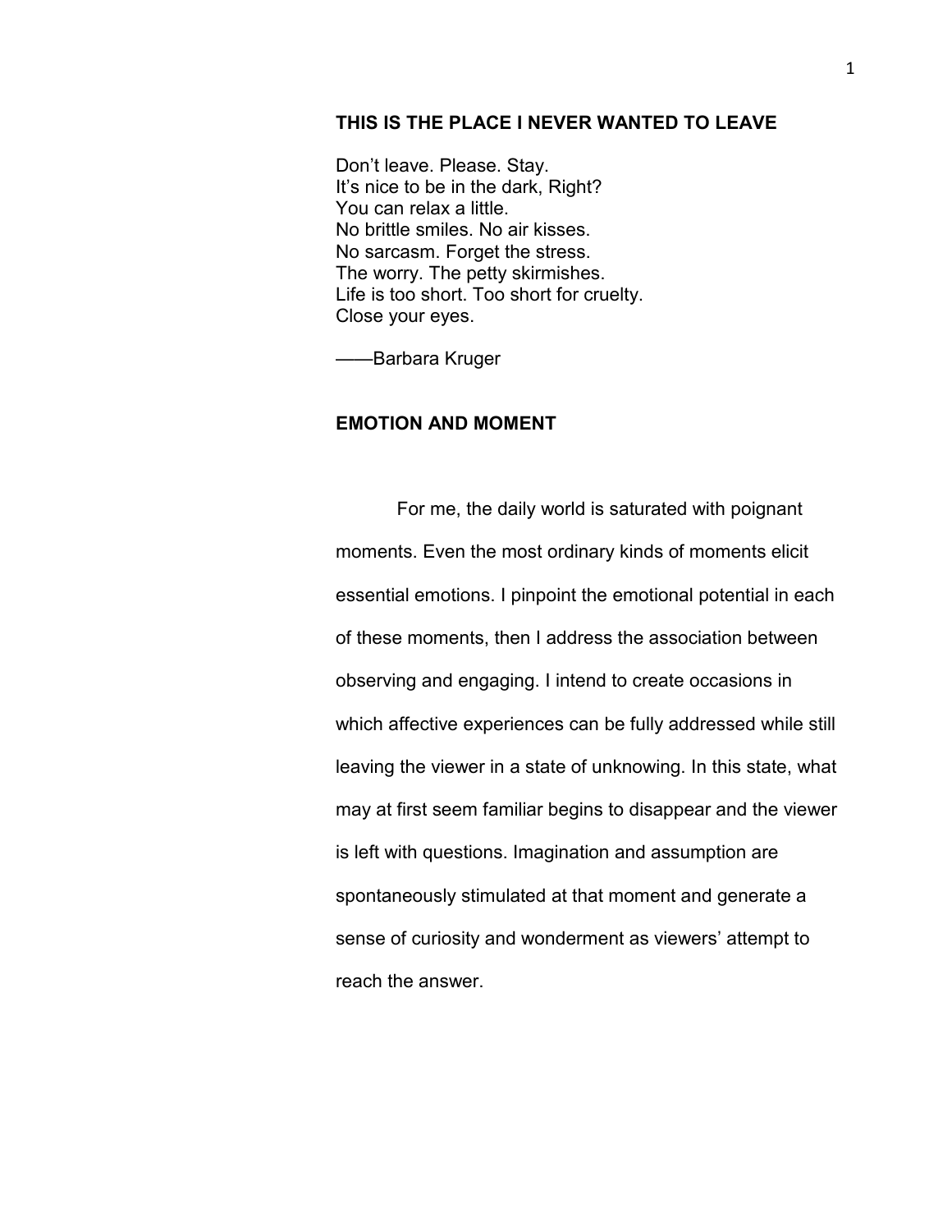## THIS IS THE PLACE I NEVER WANTED TO LEAVE

Don't leave. Please. Stay.  
It's nice to be in the dark, Right?  
You can relax a little.  
No brittle smiles. No air kisses.  
No sarcasm. Forget the stress.  
The worry. The petty skirmishes.  
Life is too short. Too short for cruelty.  
Close your eyes.

——Barbara Kruger

## EMOTION AND MOMENT

For me, the daily world is saturated with poignant moments. Even the most ordinary kinds of moments elicit essential emotions. I pinpoint the emotional potential in each of these moments, then I address the association between observing and engaging. I intend to create occasions in which affective experiences can be fully addressed while still leaving the viewer in a state of unknowing. In this state, what may at first seem familiar begins to disappear and the viewer is left with questions. Imagination and assumption are spontaneously stimulated at that moment and generate a sense of curiosity and wonderment as viewers' attempt to reach the answer.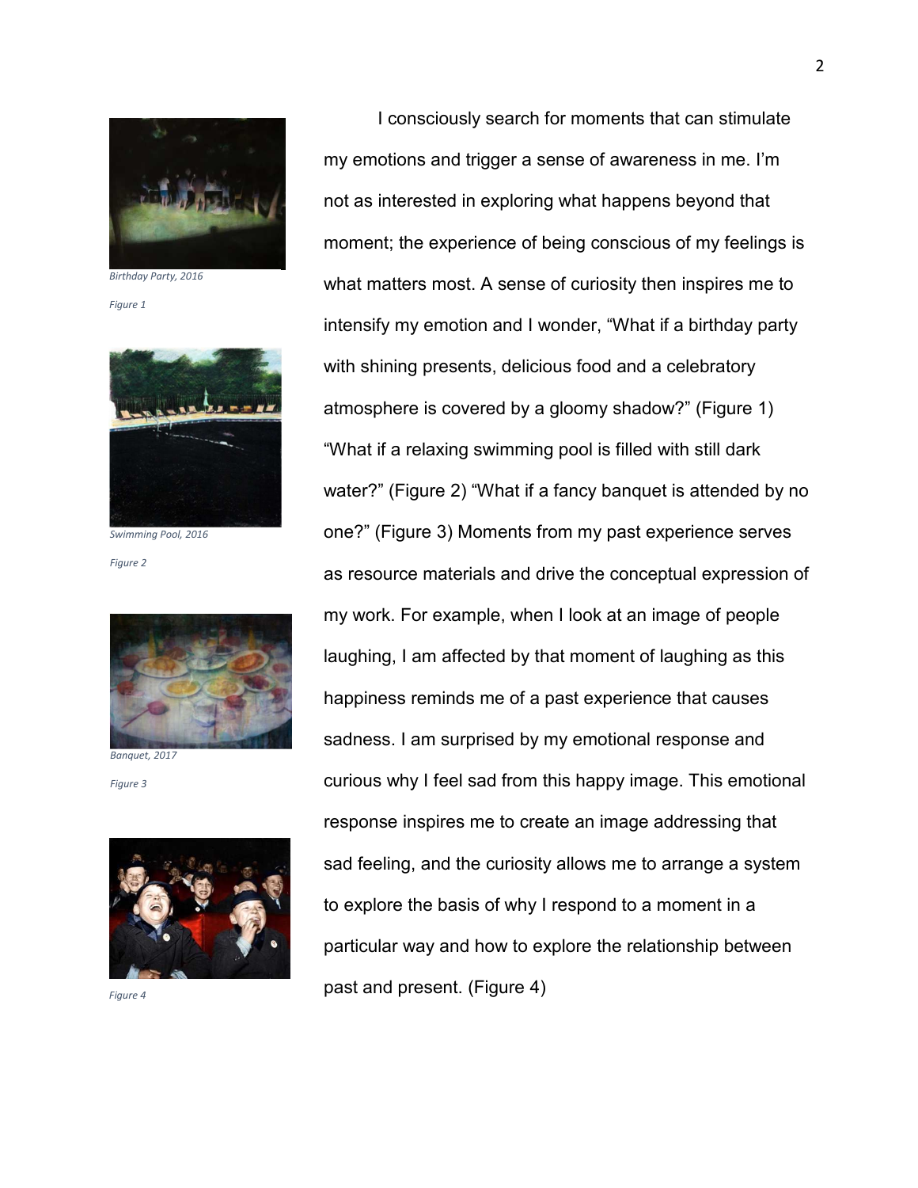Birthday Party, 2016

Figure 1

Swimming Pool, 2016

Figure 2

Banquet, 2017

Figure 3

Figure 4

I consciously search for moments that can stimulate my emotions and trigger a sense of awareness in me. I'm not as interested in exploring what happens beyond that moment; the experience of being conscious of my feelings is what matters most. A sense of curiosity then inspires me to intensify my emotion and I wonder, "What if a birthday party with shining presents, delicious food and a celebratory atmosphere is covered by a gloomy shadow?" (Figure 1) "What if a relaxing swimming pool is filled with still dark water?" (Figure 2) "What if a fancy banquet is attended by no one?" (Figure 3) Moments from my past experience serves as resource materials and drive the conceptual expression of my work. For example, when I look at an image of people laughing, I am affected by that moment of laughing as this happiness reminds me of a past experience that causes sadness. I am surprised by my emotional response and curious why I feel sad from this happy image. This emotional response inspires me to create an image addressing that sad feeling, and the curiosity allows me to arrange a system to explore the basis of why I respond to a moment in a particular way and how to explore the relationship between past and present. (Figure 4)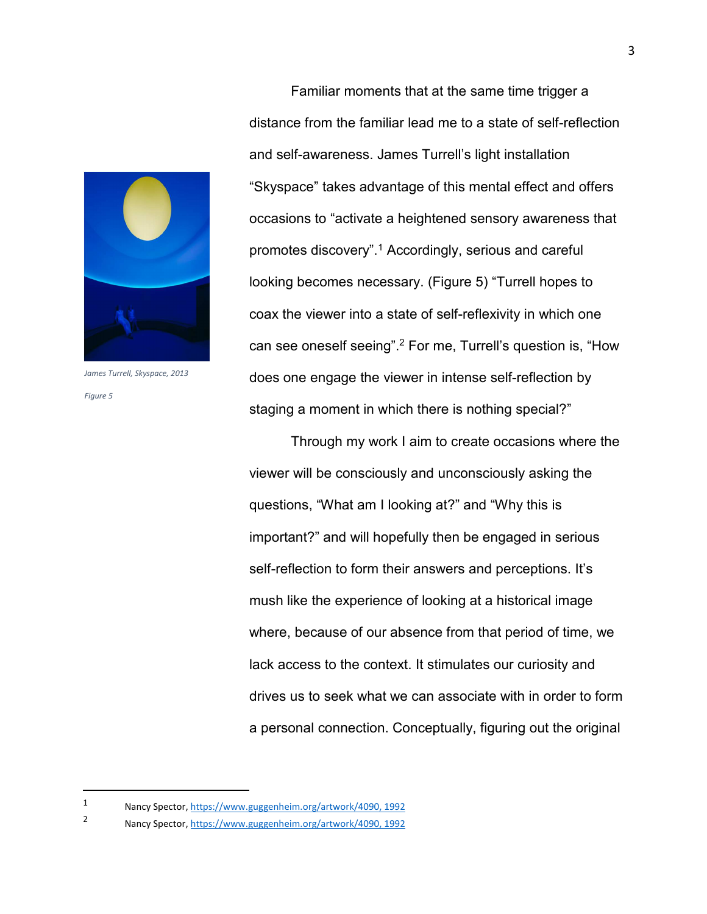Familiar moments that at the same time trigger a distance from the familiar lead me to a state of self-reflection and self-awareness. James Turrell's light installation "Skyspace" takes advantage of this mental effect and offers occasions to "activate a heightened sensory awareness that promotes discovery".[1] Accordingly, serious and careful looking becomes necessary. (Figure 5) "Turrell hopes to coax the viewer into a state of self-reflexivity in which one can see oneself seeing".[2] For me, Turrell's question is, "How does one engage the viewer in intense self-reflection by staging a moment in which there is nothing special?"

*James Turrell, Skyspace, 2013*

*Figure 5*

Through my work I aim to create occasions where the viewer will be consciously and unconsciously asking the questions, "What am I looking at?" and "Why this is important?" and will hopefully then be engaged in serious self-reflection to form their answers and perceptions. It's mush like the experience of looking at a historical image where, because of our absence from that period of time, we lack access to the context. It stimulates our curiosity and drives us to seek what we can associate with in order to form a personal connection. Conceptually, figuring out the original

---

1 Nancy Spector, https://www.guggenheim.org/artwork/4090, 1992

2 Nancy Spector, https://www.guggenheim.org/artwork/4090, 1992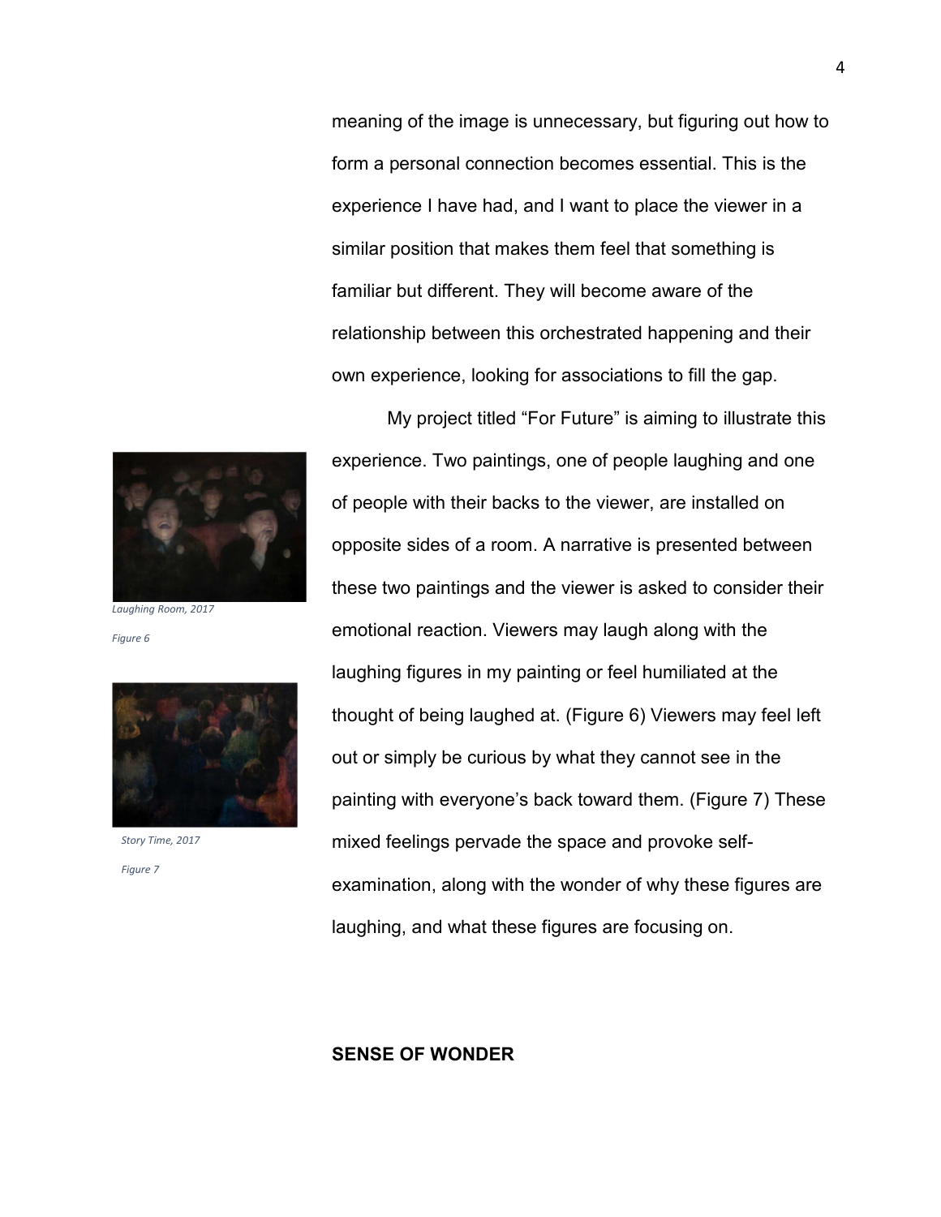meaning of the image is unnecessary, but figuring out how to form a personal connection becomes essential. This is the experience I have had, and I want to place the viewer in a similar position that makes them feel that something is familiar but different. They will become aware of the relationship between this orchestrated happening and their own experience, looking for associations to fill the gap.

My project titled "For Future" is aiming to illustrate this experience. Two paintings, one of people laughing and one of people with their backs to the viewer, are installed on opposite sides of a room. A narrative is presented between these two paintings and the viewer is asked to consider their emotional reaction. Viewers may laugh along with the laughing figures in my painting or feel humiliated at the thought of being laughed at. (Figure 6) Viewers may feel left out or simply be curious by what they cannot see in the painting with everyone's back toward them. (Figure 7) These mixed feelings pervade the space and provoke self-examination, along with the wonder of why these figures are laughing, and what these figures are focusing on.

*Laughing Room, 2017*

*Figure 6*

*Story Time, 2017*

*Figure 7*

**SENSE OF WONDER**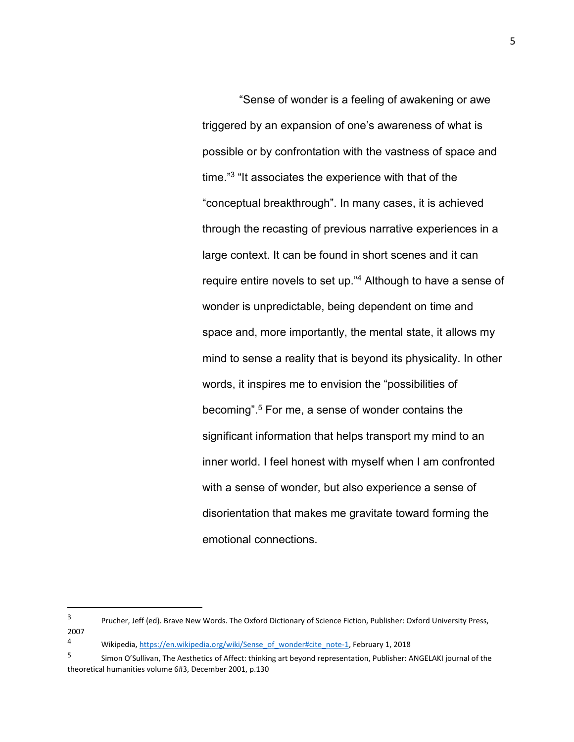"Sense of wonder is a feeling of awakening or awe triggered by an expansion of one's awareness of what is possible or by confrontation with the vastness of space and time."[3] "It associates the experience with that of the "conceptual breakthrough". In many cases, it is achieved through the recasting of previous narrative experiences in a large context. It can be found in short scenes and it can require entire novels to set up."[4] Although to have a sense of wonder is unpredictable, being dependent on time and space and, more importantly, the mental state, it allows my mind to sense a reality that is beyond its physicality. In other words, it inspires me to envision the "possibilities of becoming".[5] For me, a sense of wonder contains the significant information that helps transport my mind to an inner world. I feel honest with myself when I am confronted with a sense of wonder, but also experience a sense of disorientation that makes me gravitate toward forming the emotional connections.

---

[3] Prucher, Jeff (ed). Brave New Words. The Oxford Dictionary of Science Fiction, Publisher: Oxford University Press, 2007

[4] Wikipedia, https://en.wikipedia.org/wiki/Sense_of_wonder#cite_note-1, February 1, 2018

[5] Simon O'Sullivan, The Aesthetics of Affect: thinking art beyond representation, Publisher: ANGELAKI journal of the theoretical humanities volume 6#3, December 2001, p.130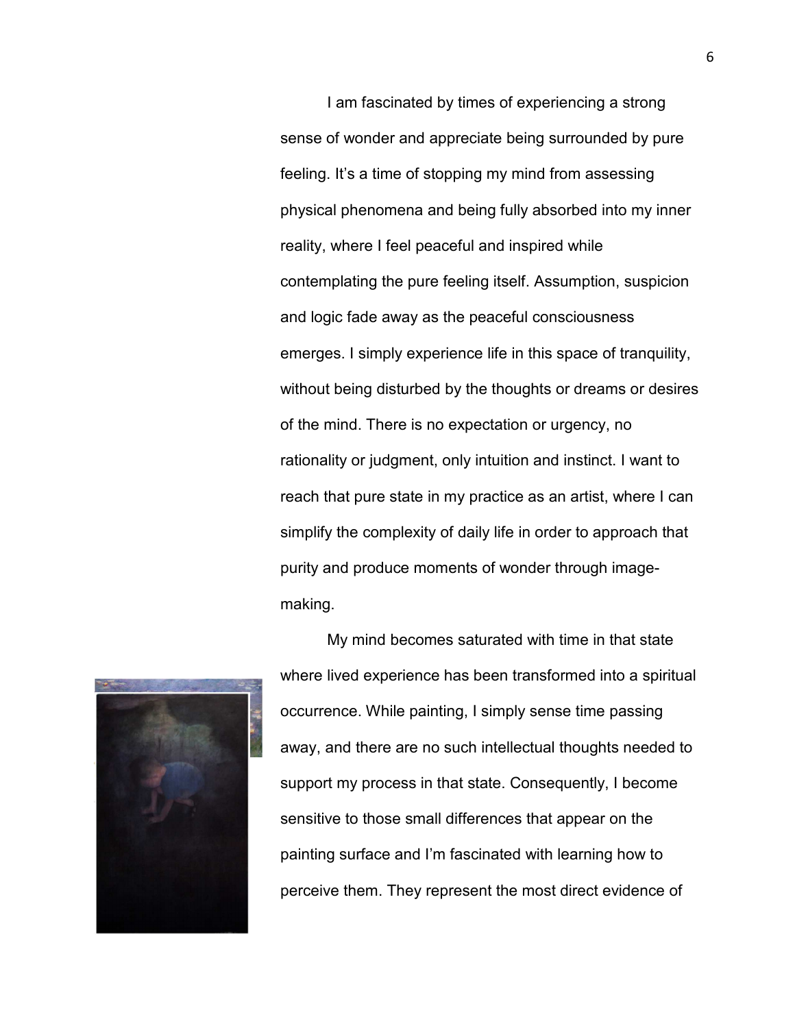I am fascinated by times of experiencing a strong sense of wonder and appreciate being surrounded by pure feeling. It's a time of stopping my mind from assessing physical phenomena and being fully absorbed into my inner reality, where I feel peaceful and inspired while contemplating the pure feeling itself. Assumption, suspicion and logic fade away as the peaceful consciousness emerges. I simply experience life in this space of tranquility, without being disturbed by the thoughts or dreams or desires of the mind. There is no expectation or urgency, no rationality or judgment, only intuition and instinct. I want to reach that pure state in my practice as an artist, where I can simplify the complexity of daily life in order to approach that purity and produce moments of wonder through image-making.

My mind becomes saturated with time in that state where lived experience has been transformed into a spiritual occurrence. While painting, I simply sense time passing away, and there are no such intellectual thoughts needed to support my process in that state. Consequently, I become sensitive to those small differences that appear on the painting surface and I'm fascinated with learning how to perceive them. They represent the most direct evidence of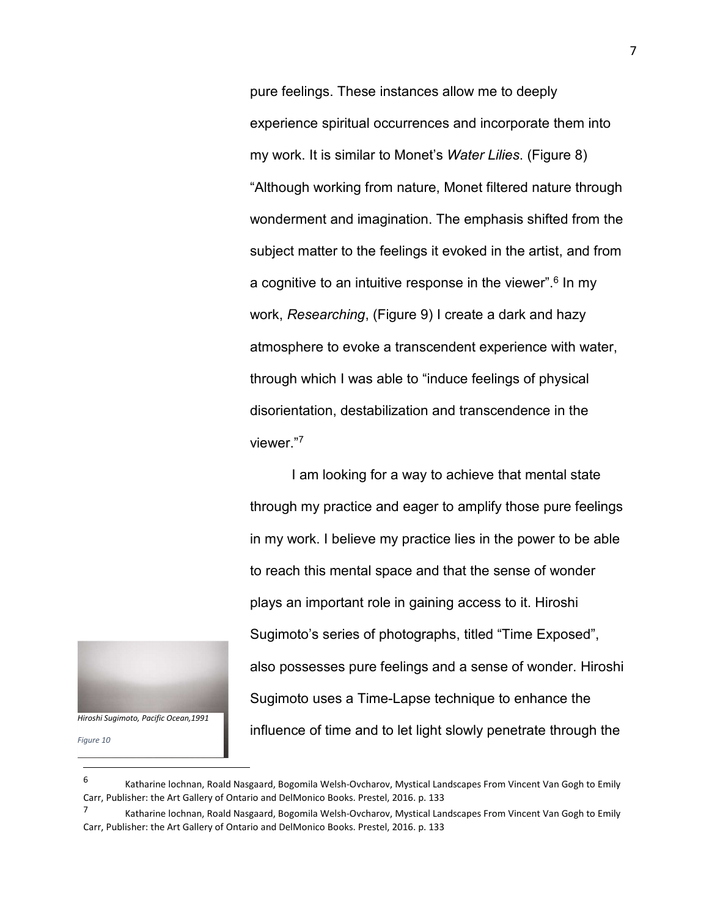pure feelings. These instances allow me to deeply experience spiritual occurrences and incorporate them into my work. It is similar to Monet's *Water Lilies.* (Figure 8) "Although working from nature, Monet filtered nature through wonderment and imagination. The emphasis shifted from the subject matter to the feelings it evoked in the artist, and from a cognitive to an intuitive response in the viewer".[6] In my work, *Researching*, (Figure 9) I create a dark and hazy atmosphere to evoke a transcendent experience with water, through which I was able to "induce feelings of physical disorientation, destabilization and transcendence in the viewer."[7]

I am looking for a way to achieve that mental state through my practice and eager to amplify those pure feelings in my work. I believe my practice lies in the power to be able to reach this mental space and that the sense of wonder plays an important role in gaining access to it. Hiroshi Sugimoto's series of photographs, titled "Time Exposed", also possesses pure feelings and a sense of wonder. Hiroshi Sugimoto uses a Time-Lapse technique to enhance the influence of time and to let light slowly penetrate through the

*Hiroshi Sugimoto, Pacific Ocean,1991*

*Figure 10*

---

[6] Katharine lochnan, Roald Nasgaard, Bogomila Welsh-Ovcharov, Mystical Landscapes From Vincent Van Gogh to Emily Carr, Publisher: the Art Gallery of Ontario and DelMonico Books. Prestel, 2016. p. 133

[7] Katharine lochnan, Roald Nasgaard, Bogomila Welsh-Ovcharov, Mystical Landscapes From Vincent Van Gogh to Emily Carr, Publisher: the Art Gallery of Ontario and DelMonico Books. Prestel, 2016. p. 133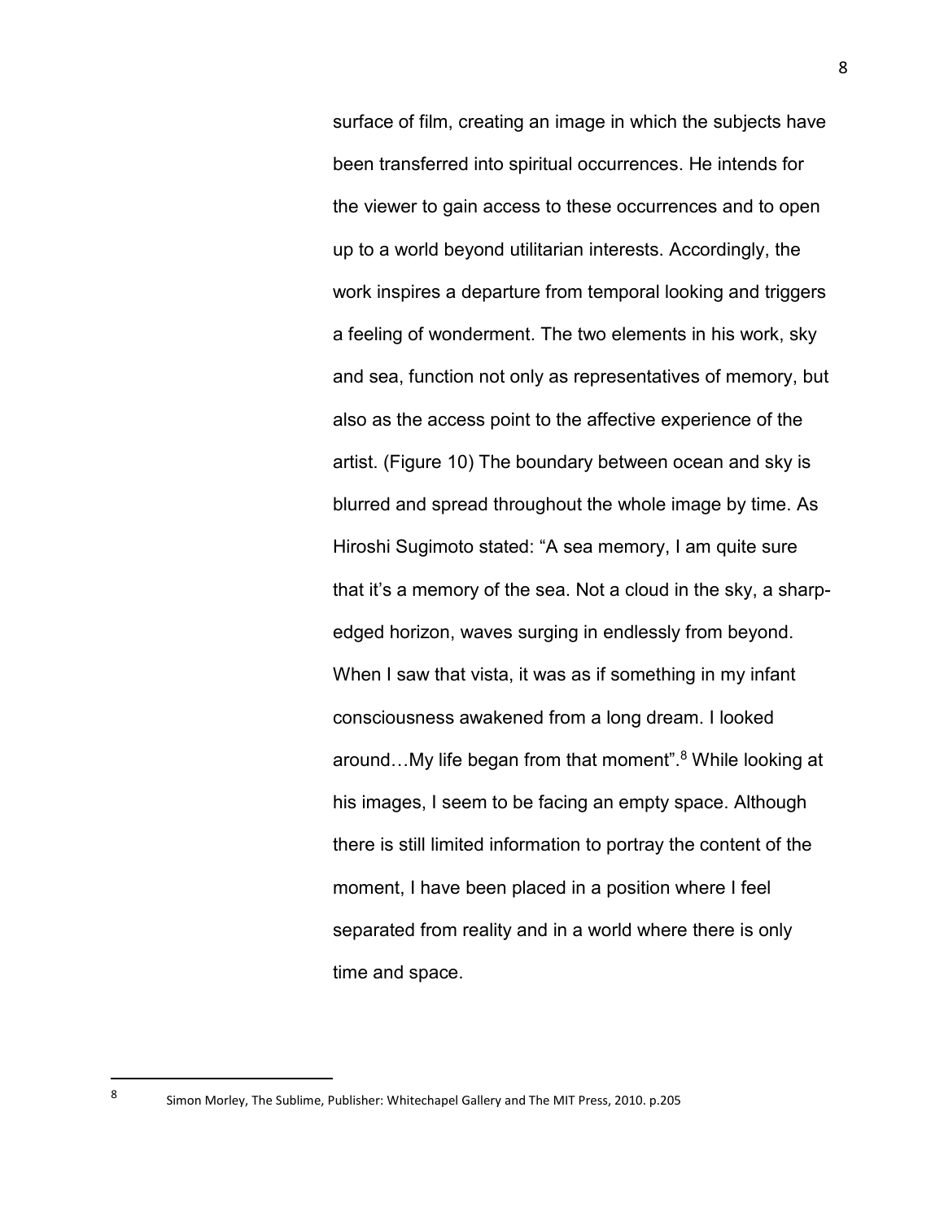surface of film, creating an image in which the subjects have been transferred into spiritual occurrences. He intends for the viewer to gain access to these occurrences and to open up to a world beyond utilitarian interests. Accordingly, the work inspires a departure from temporal looking and triggers a feeling of wonderment. The two elements in his work, sky and sea, function not only as representatives of memory, but also as the access point to the affective experience of the artist. (Figure 10) The boundary between ocean and sky is blurred and spread throughout the whole image by time. As Hiroshi Sugimoto stated: "A sea memory, I am quite sure that it's a memory of the sea. Not a cloud in the sky, a sharp-edged horizon, waves surging in endlessly from beyond. When I saw that vista, it was as if something in my infant consciousness awakened from a long dream. I looked around…My life began from that moment".[8] While looking at his images, I seem to be facing an empty space. Although there is still limited information to portray the content of the moment, I have been placed in a position where I feel separated from reality and in a world where there is only time and space.

---

[8] Simon Morley, The Sublime, Publisher: Whitechapel Gallery and The MIT Press, 2010. p.205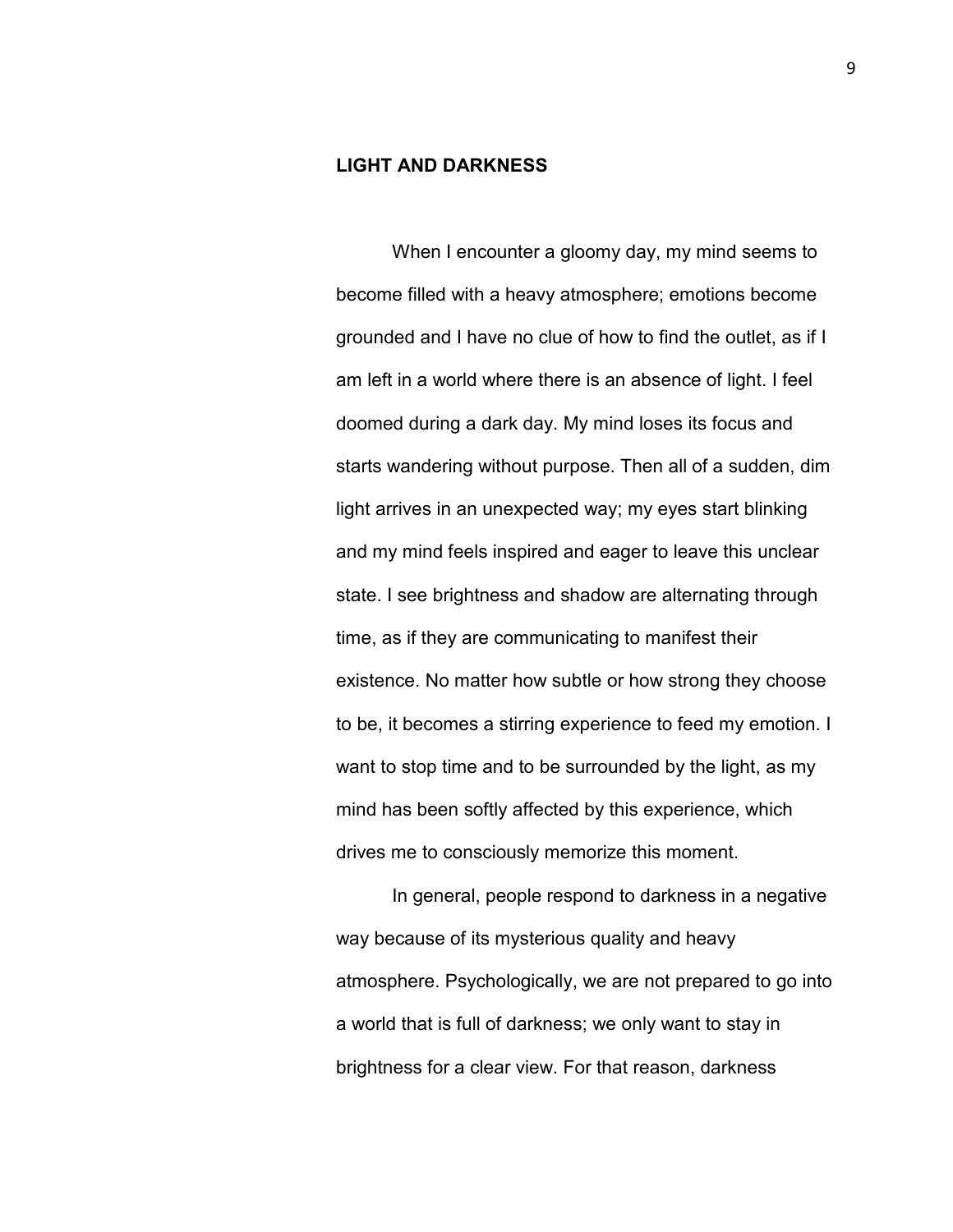## LIGHT AND DARKNESS

When I encounter a gloomy day, my mind seems to become filled with a heavy atmosphere; emotions become grounded and I have no clue of how to find the outlet, as if I am left in a world where there is an absence of light. I feel doomed during a dark day. My mind loses its focus and starts wandering without purpose. Then all of a sudden, dim light arrives in an unexpected way; my eyes start blinking and my mind feels inspired and eager to leave this unclear state. I see brightness and shadow are alternating through time, as if they are communicating to manifest their existence. No matter how subtle or how strong they choose to be, it becomes a stirring experience to feed my emotion. I want to stop time and to be surrounded by the light, as my mind has been softly affected by this experience, which drives me to consciously memorize this moment.

In general, people respond to darkness in a negative way because of its mysterious quality and heavy atmosphere. Psychologically, we are not prepared to go into a world that is full of darkness; we only want to stay in brightness for a clear view. For that reason, darkness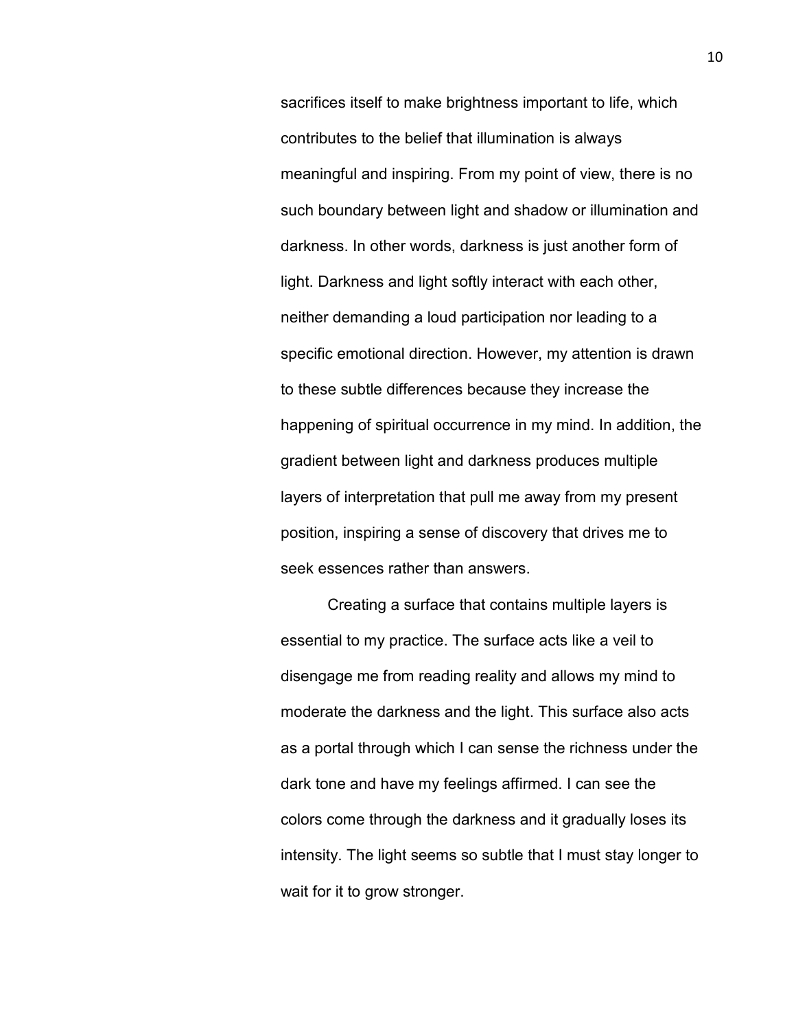sacrifices itself to make brightness important to life, which contributes to the belief that illumination is always meaningful and inspiring. From my point of view, there is no such boundary between light and shadow or illumination and darkness. In other words, darkness is just another form of light. Darkness and light softly interact with each other, neither demanding a loud participation nor leading to a specific emotional direction. However, my attention is drawn to these subtle differences because they increase the happening of spiritual occurrence in my mind. In addition, the gradient between light and darkness produces multiple layers of interpretation that pull me away from my present position, inspiring a sense of discovery that drives me to seek essences rather than answers.

Creating a surface that contains multiple layers is essential to my practice. The surface acts like a veil to disengage me from reading reality and allows my mind to moderate the darkness and the light. This surface also acts as a portal through which I can sense the richness under the dark tone and have my feelings affirmed. I can see the colors come through the darkness and it gradually loses its intensity. The light seems so subtle that I must stay longer to wait for it to grow stronger.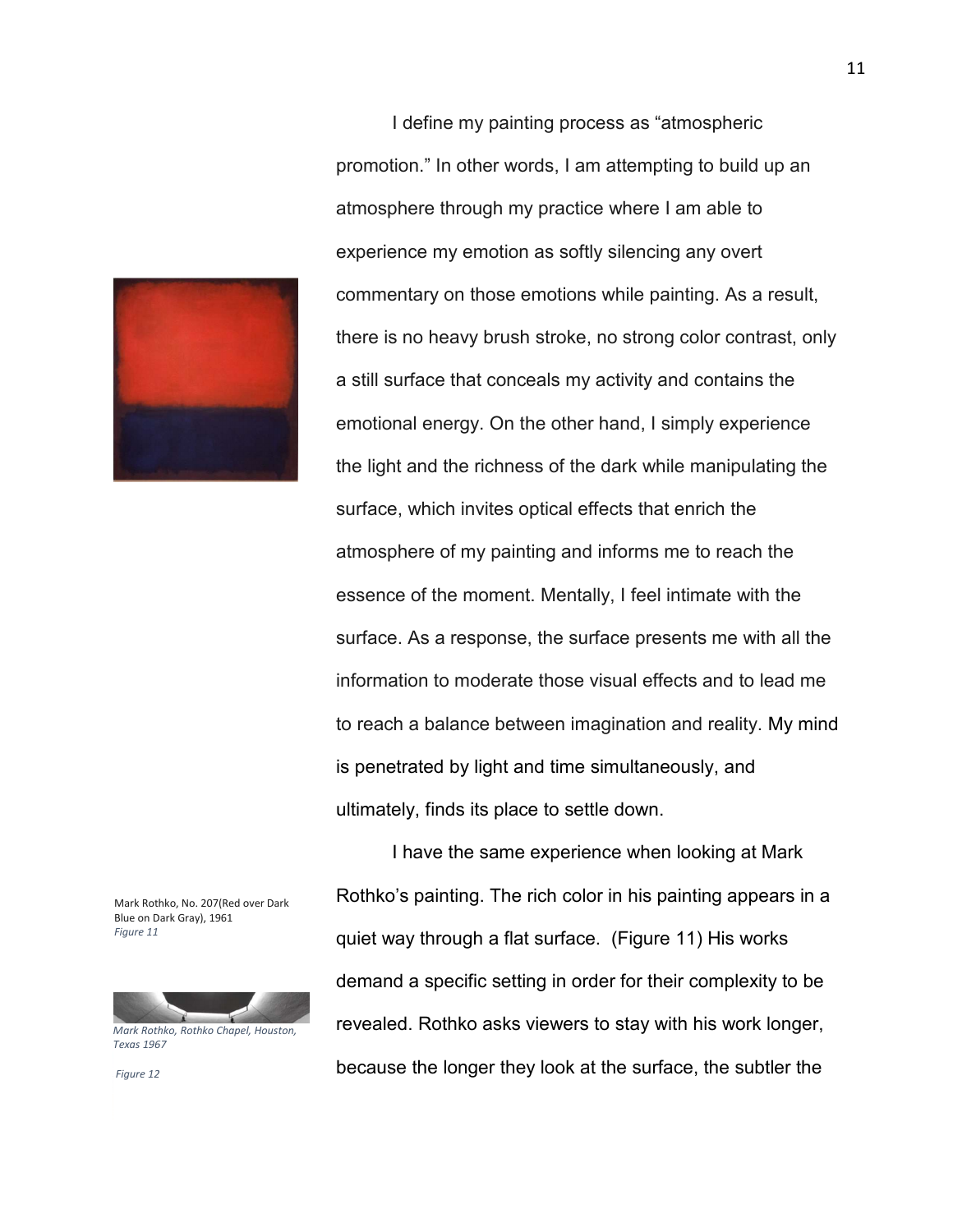I define my painting process as "atmospheric promotion." In other words, I am attempting to build up an atmosphere through my practice where I am able to experience my emotion as softly silencing any overt commentary on those emotions while painting. As a result, there is no heavy brush stroke, no strong color contrast, only a still surface that conceals my activity and contains the emotional energy. On the other hand, I simply experience the light and the richness of the dark while manipulating the surface, which invites optical effects that enrich the atmosphere of my painting and informs me to reach the essence of the moment. Mentally, I feel intimate with the surface. As a response, the surface presents me with all the information to moderate those visual effects and to lead me to reach a balance between imagination and reality. My mind is penetrated by light and time simultaneously, and ultimately, finds its place to settle down.

I have the same experience when looking at Mark Rothko's painting. The rich color in his painting appears in a quiet way through a flat surface. (Figure 11) His works demand a specific setting in order for their complexity to be revealed. Rothko asks viewers to stay with his work longer, because the longer they look at the surface, the subtler the

Mark Rothko, No. 207(Red over Dark Blue on Dark Gray), 1961
*Figure 11*

*Mark Rothko, Rothko Chapel, Houston, Texas 1967*

*Figure 12*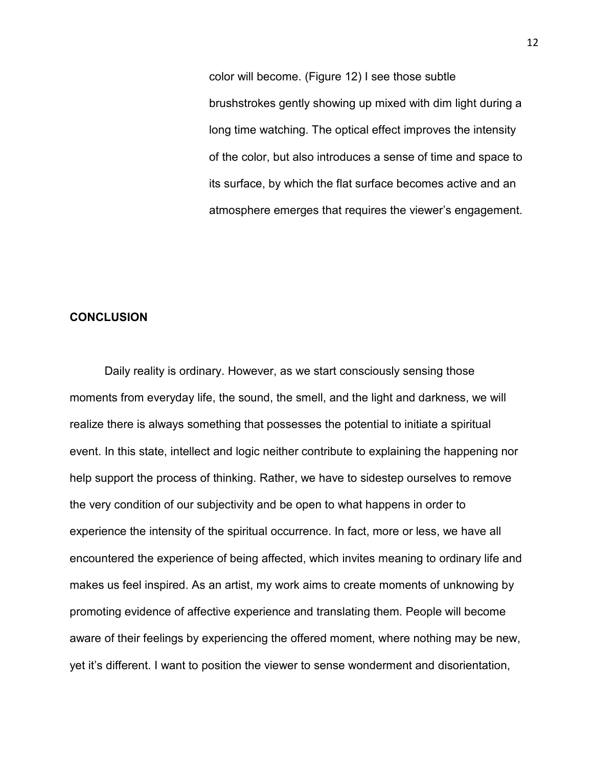color will become. (Figure 12) I see those subtle brushstrokes gently showing up mixed with dim light during a long time watching. The optical effect improves the intensity of the color, but also introduces a sense of time and space to its surface, by which the flat surface becomes active and an atmosphere emerges that requires the viewer's engagement.

## CONCLUSION

Daily reality is ordinary. However, as we start consciously sensing those moments from everyday life, the sound, the smell, and the light and darkness, we will realize there is always something that possesses the potential to initiate a spiritual event. In this state, intellect and logic neither contribute to explaining the happening nor help support the process of thinking. Rather, we have to sidestep ourselves to remove the very condition of our subjectivity and be open to what happens in order to experience the intensity of the spiritual occurrence. In fact, more or less, we have all encountered the experience of being affected, which invites meaning to ordinary life and makes us feel inspired. As an artist, my work aims to create moments of unknowing by promoting evidence of affective experience and translating them. People will become aware of their feelings by experiencing the offered moment, where nothing may be new, yet it's different. I want to position the viewer to sense wonderment and disorientation,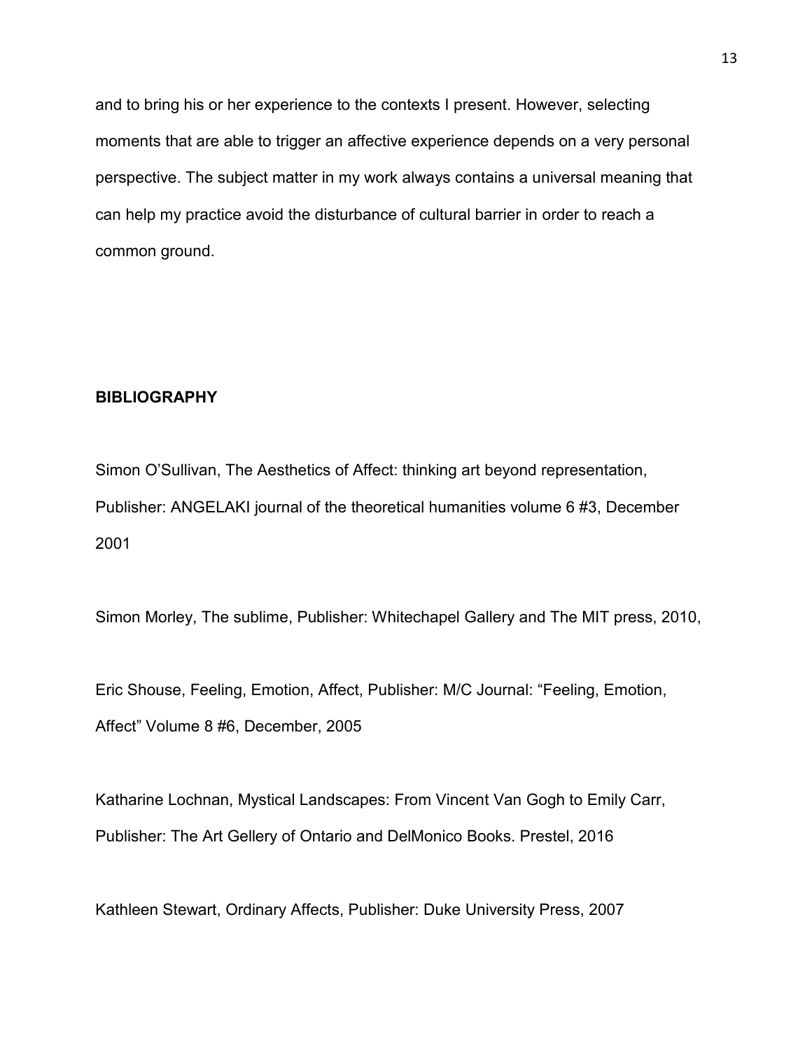and to bring his or her experience to the contexts I present. However, selecting moments that are able to trigger an affective experience depends on a very personal perspective. The subject matter in my work always contains a universal meaning that can help my practice avoid the disturbance of cultural barrier in order to reach a common ground.

**BIBLIOGRAPHY**

Simon O'Sullivan, The Aesthetics of Affect: thinking art beyond representation, Publisher: ANGELAKI journal of the theoretical humanities volume 6 #3, December 2001

Simon Morley, The sublime, Publisher: Whitechapel Gallery and The MIT press, 2010,

Eric Shouse, Feeling, Emotion, Affect, Publisher: M/C Journal: "Feeling, Emotion, Affect" Volume 8 #6, December, 2005

Katharine Lochnan, Mystical Landscapes: From Vincent Van Gogh to Emily Carr, Publisher: The Art Gellery of Ontario and DelMonico Books. Prestel, 2016

Kathleen Stewart, Ordinary Affects, Publisher: Duke University Press, 2007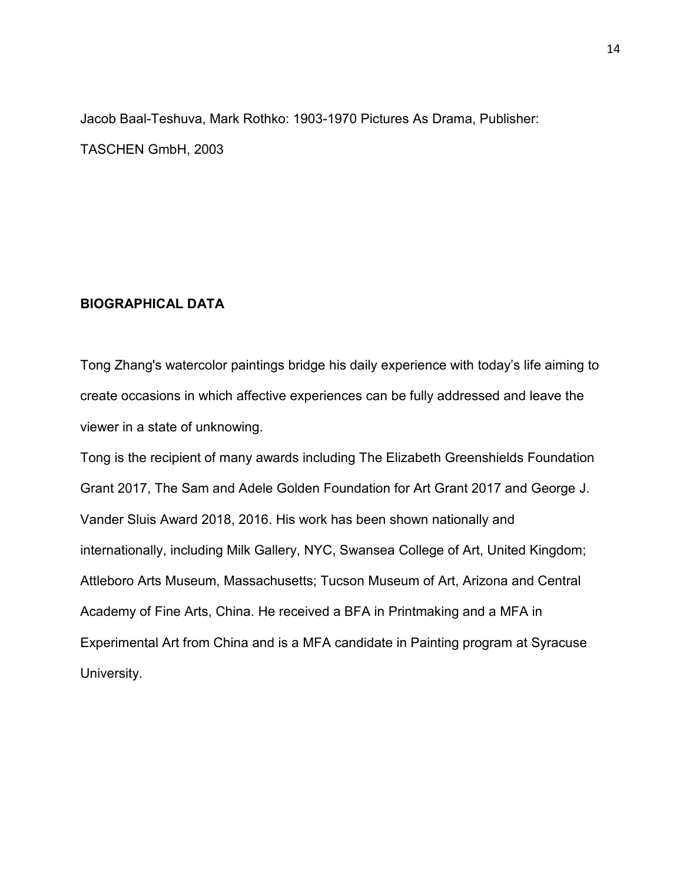Jacob Baal-Teshuva, Mark Rothko: 1903-1970 Pictures As Drama, Publisher: TASCHEN GmbH, 2003

## BIOGRAPHICAL DATA

Tong Zhang's watercolor paintings bridge his daily experience with today's life aiming to create occasions in which affective experiences can be fully addressed and leave the viewer in a state of unknowing.

Tong is the recipient of many awards including The Elizabeth Greenshields Foundation Grant 2017, The Sam and Adele Golden Foundation for Art Grant 2017 and George J. Vander Sluis Award 2018, 2016. His work has been shown nationally and internationally, including Milk Gallery, NYC, Swansea College of Art, United Kingdom; Attleboro Arts Museum, Massachusetts; Tucson Museum of Art, Arizona and Central Academy of Fine Arts, China. He received a BFA in Printmaking and a MFA in Experimental Art from China and is a MFA candidate in Painting program at Syracuse University.